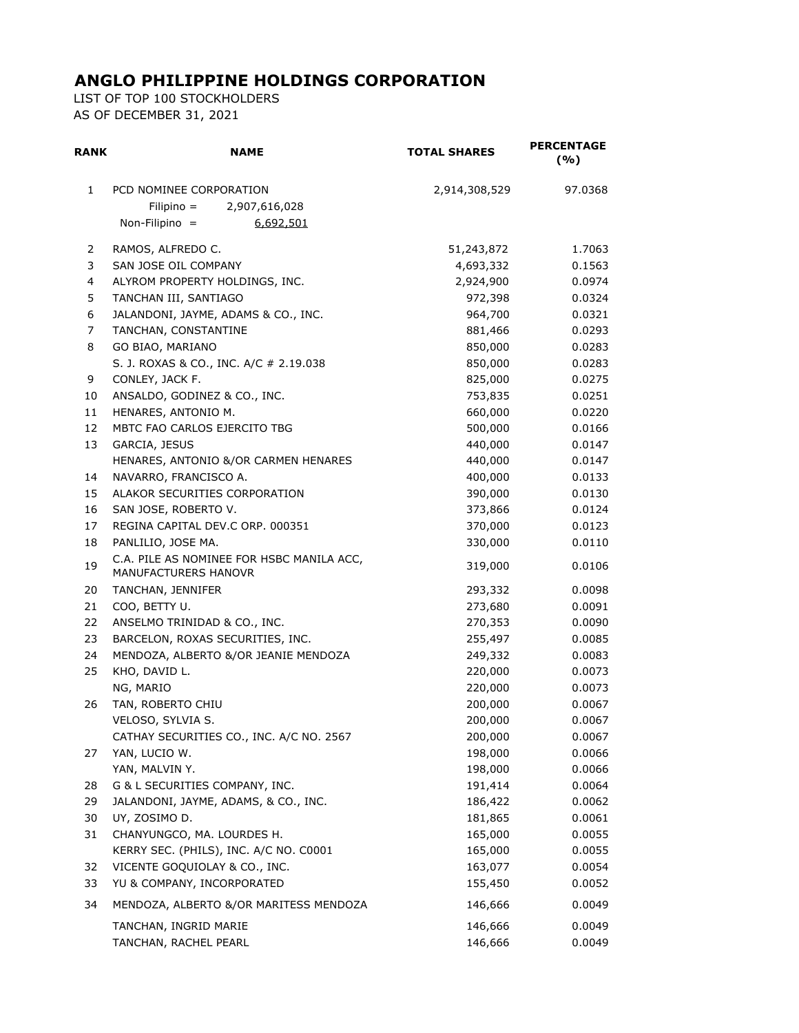# ANGLO PHILIPPINE HOLDINGS CORPORATION

LIST OF TOP 100 STOCKHOLDERS
AS OF DECEMBER 31, 2021

| RANK | NAME | TOTAL SHARES | PERCENTAGE (%) |
|---|---|---|---|
| 1 | PCD NOMINEE CORPORATION<br>Filipino = 2,907,616,028<br>Non-Filipino = 6,692,501 | 2,914,308,529 | 97.0368 |
| 2 | RAMOS, ALFREDO C. | 51,243,872 | 1.7063 |
| 3 | SAN JOSE OIL COMPANY | 4,693,332 | 0.1563 |
| 4 | ALYROM PROPERTY HOLDINGS, INC. | 2,924,900 | 0.0974 |
| 5 | TANCHAN III, SANTIAGO | 972,398 | 0.0324 |
| 6 | JALANDONI, JAYME, ADAMS & CO., INC. | 964,700 | 0.0321 |
| 7 | TANCHAN, CONSTANTINE | 881,466 | 0.0293 |
| 8 | GO BIAO, MARIANO | 850,000 | 0.0283 |
| | S. J. ROXAS & CO., INC. A/C # 2.19.038 | 850,000 | 0.0283 |
| 9 | CONLEY, JACK F. | 825,000 | 0.0275 |
| 10 | ANSALDO, GODINEZ & CO., INC. | 753,835 | 0.0251 |
| 11 | HENARES, ANTONIO M. | 660,000 | 0.0220 |
| 12 | MBTC FAO CARLOS EJERCITO TBG | 500,000 | 0.0166 |
| 13 | GARCIA, JESUS | 440,000 | 0.0147 |
| | HENARES, ANTONIO &/OR CARMEN HENARES | 440,000 | 0.0147 |
| 14 | NAVARRO, FRANCISCO A. | 400,000 | 0.0133 |
| 15 | ALAKOR SECURITIES CORPORATION | 390,000 | 0.0130 |
| 16 | SAN JOSE, ROBERTO V. | 373,866 | 0.0124 |
| 17 | REGINA CAPITAL DEV.C ORP. 000351 | 370,000 | 0.0123 |
| 18 | PANLILIO, JOSE MA. | 330,000 | 0.0110 |
| 19 | C.A. PILE AS NOMINEE FOR HSBC MANILA ACC, MANUFACTURERS HANOVR | 319,000 | 0.0106 |
| 20 | TANCHAN, JENNIFER | 293,332 | 0.0098 |
| 21 | COO, BETTY U. | 273,680 | 0.0091 |
| 22 | ANSELMO TRINIDAD & CO., INC. | 270,353 | 0.0090 |
| 23 | BARCELON, ROXAS SECURITIES, INC. | 255,497 | 0.0085 |
| 24 | MENDOZA, ALBERTO &/OR JEANIE MENDOZA | 249,332 | 0.0083 |
| 25 | KHO, DAVID L. | 220,000 | 0.0073 |
| | NG, MARIO | 220,000 | 0.0073 |
| 26 | TAN, ROBERTO CHIU | 200,000 | 0.0067 |
| | VELOSO, SYLVIA S. | 200,000 | 0.0067 |
| | CATHAY SECURITIES CO., INC. A/C NO. 2567 | 200,000 | 0.0067 |
| 27 | YAN, LUCIO W. | 198,000 | 0.0066 |
| | YAN, MALVIN Y. | 198,000 | 0.0066 |
| 28 | G & L SECURITIES COMPANY, INC. | 191,414 | 0.0064 |
| 29 | JALANDONI, JAYME, ADAMS, & CO., INC. | 186,422 | 0.0062 |
| 30 | UY, ZOSIMO D. | 181,865 | 0.0061 |
| 31 | CHANYUNGCO, MA. LOURDES H. | 165,000 | 0.0055 |
| | KERRY SEC. (PHILS), INC. A/C NO. C0001 | 165,000 | 0.0055 |
| 32 | VICENTE GOQUIOLAY & CO., INC. | 163,077 | 0.0054 |
| 33 | YU & COMPANY, INCORPORATED | 155,450 | 0.0052 |
| 34 | MENDOZA, ALBERTO &/OR MARITESS MENDOZA | 146,666 | 0.0049 |
| | TANCHAN, INGRID MARIE | 146,666 | 0.0049 |
| | TANCHAN, RACHEL PEARL | 146,666 | 0.0049 |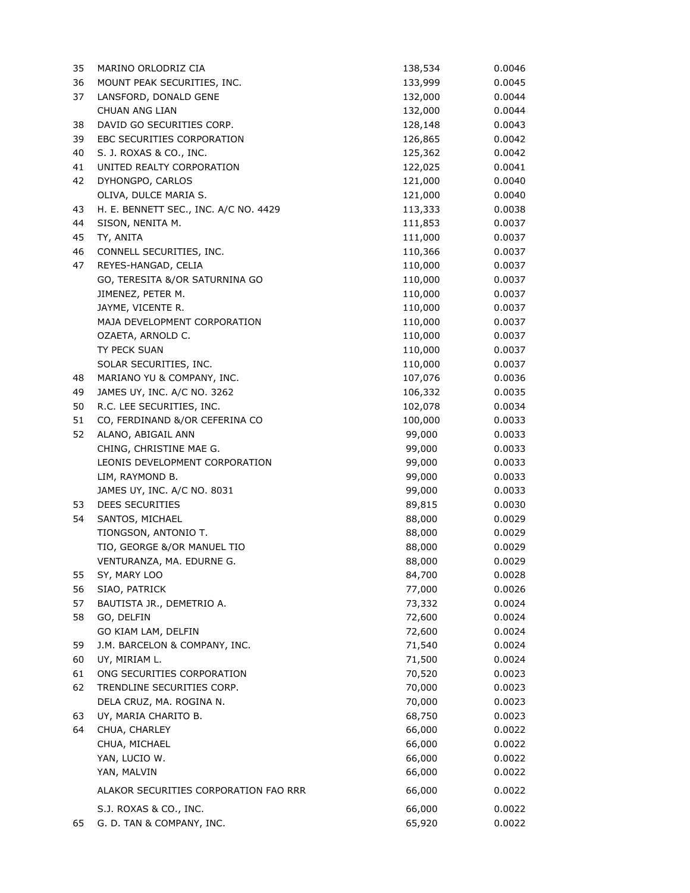| | | | |
|---|---|---|---|
| 35 | MARINO ORLODRIZ CIA | 138,534 | 0.0046 |
| 36 | MOUNT PEAK SECURITIES, INC. | 133,999 | 0.0045 |
| 37 | LANSFORD, DONALD GENE | 132,000 | 0.0044 |
| | CHUAN ANG LIAN | 132,000 | 0.0044 |
| 38 | DAVID GO SECURITIES CORP. | 128,148 | 0.0043 |
| 39 | EBC SECURITIES CORPORATION | 126,865 | 0.0042 |
| 40 | S. J. ROXAS & CO., INC. | 125,362 | 0.0042 |
| 41 | UNITED REALTY CORPORATION | 122,025 | 0.0041 |
| 42 | DYHONGPO, CARLOS | 121,000 | 0.0040 |
| | OLIVA, DULCE MARIA S. | 121,000 | 0.0040 |
| 43 | H. E. BENNETT SEC., INC. A/C NO. 4429 | 113,333 | 0.0038 |
| 44 | SISON, NENITA M. | 111,853 | 0.0037 |
| 45 | TY, ANITA | 111,000 | 0.0037 |
| 46 | CONNELL SECURITIES, INC. | 110,366 | 0.0037 |
| 47 | REYES-HANGAD, CELIA | 110,000 | 0.0037 |
| | GO, TERESITA &/OR SATURNINA GO | 110,000 | 0.0037 |
| | JIMENEZ, PETER M. | 110,000 | 0.0037 |
| | JAYME, VICENTE R. | 110,000 | 0.0037 |
| | MAJA DEVELOPMENT CORPORATION | 110,000 | 0.0037 |
| | OZAETA, ARNOLD C. | 110,000 | 0.0037 |
| | TY PECK SUAN | 110,000 | 0.0037 |
| | SOLAR SECURITIES, INC. | 110,000 | 0.0037 |
| 48 | MARIANO YU & COMPANY, INC. | 107,076 | 0.0036 |
| 49 | JAMES UY, INC. A/C NO. 3262 | 106,332 | 0.0035 |
| 50 | R.C. LEE SECURITIES, INC. | 102,078 | 0.0034 |
| 51 | CO, FERDINAND &/OR CEFERINA CO | 100,000 | 0.0033 |
| 52 | ALANO, ABIGAIL ANN | 99,000 | 0.0033 |
| | CHING, CHRISTINE MAE G. | 99,000 | 0.0033 |
| | LEONIS DEVELOPMENT CORPORATION | 99,000 | 0.0033 |
| | LIM, RAYMOND B. | 99,000 | 0.0033 |
| | JAMES UY, INC. A/C NO. 8031 | 99,000 | 0.0033 |
| 53 | DEES SECURITIES | 89,815 | 0.0030 |
| 54 | SANTOS, MICHAEL | 88,000 | 0.0029 |
| | TIONGSON, ANTONIO T. | 88,000 | 0.0029 |
| | TIO, GEORGE &/OR MANUEL TIO | 88,000 | 0.0029 |
| | VENTURANZA, MA. EDURNE G. | 88,000 | 0.0029 |
| 55 | SY, MARY LOO | 84,700 | 0.0028 |
| 56 | SIAO, PATRICK | 77,000 | 0.0026 |
| 57 | BAUTISTA JR., DEMETRIO A. | 73,332 | 0.0024 |
| 58 | GO, DELFIN | 72,600 | 0.0024 |
| | GO KIAM LAM, DELFIN | 72,600 | 0.0024 |
| 59 | J.M. BARCELON & COMPANY, INC. | 71,540 | 0.0024 |
| 60 | UY, MIRIAM L. | 71,500 | 0.0024 |
| 61 | ONG SECURITIES CORPORATION | 70,520 | 0.0023 |
| 62 | TRENDLINE SECURITIES CORP. | 70,000 | 0.0023 |
| | DELA CRUZ, MA. ROGINA N. | 70,000 | 0.0023 |
| 63 | UY, MARIA CHARITO B. | 68,750 | 0.0023 |
| 64 | CHUA, CHARLEY | 66,000 | 0.0022 |
| | CHUA, MICHAEL | 66,000 | 0.0022 |
| | YAN, LUCIO W. | 66,000 | 0.0022 |
| | YAN, MALVIN | 66,000 | 0.0022 |
| | ALAKOR SECURITIES CORPORATION FAO RRR | 66,000 | 0.0022 |
| | S.J. ROXAS & CO., INC. | 66,000 | 0.0022 |
| 65 | G. D. TAN & COMPANY, INC. | 65,920 | 0.0022 |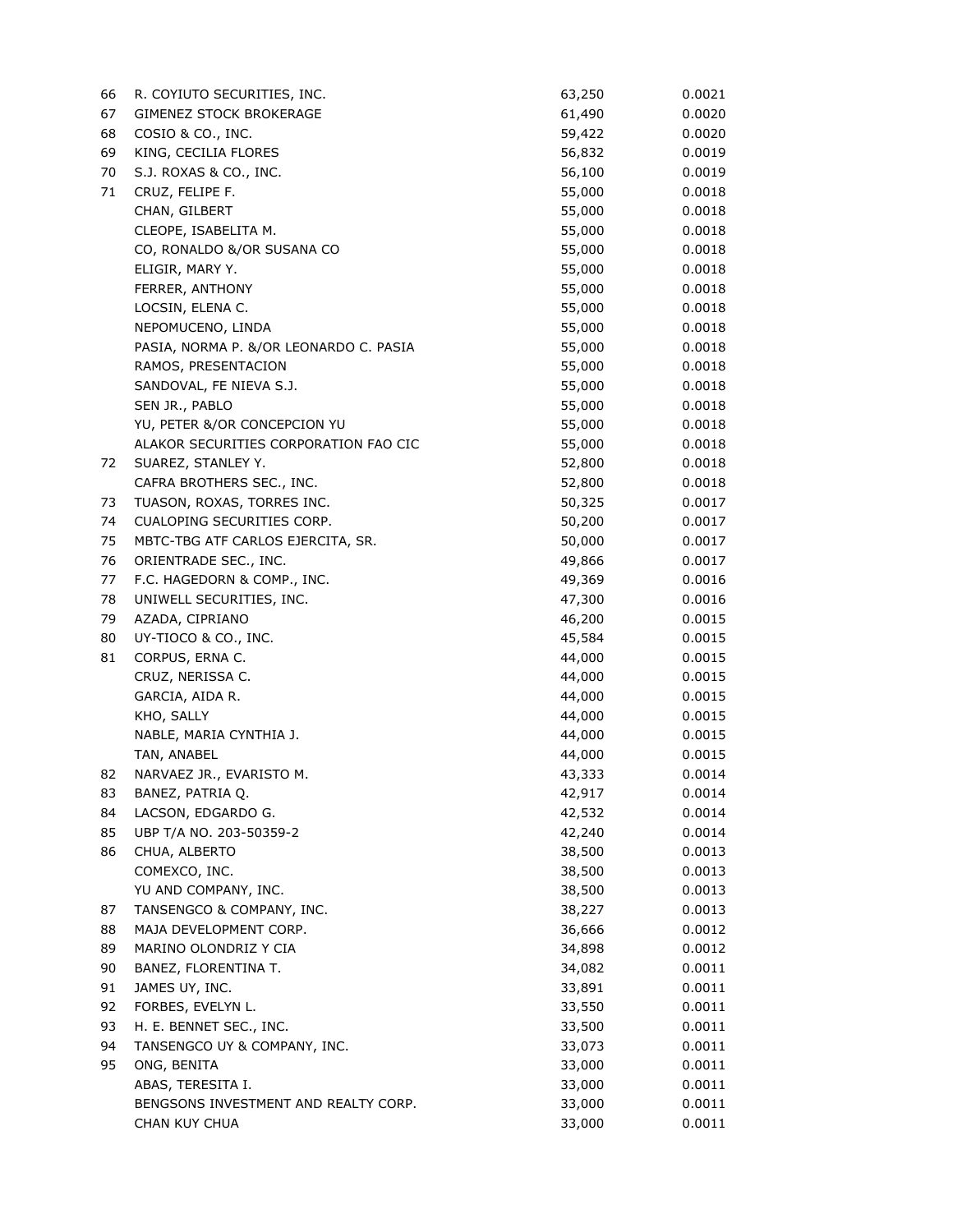| | | | |
|---|---|---|---|
| 66 | R. COYIUTO SECURITIES, INC. | 63,250 | 0.0021 |
| 67 | GIMENEZ STOCK BROKERAGE | 61,490 | 0.0020 |
| 68 | COSIO & CO., INC. | 59,422 | 0.0020 |
| 69 | KING, CECILIA FLORES | 56,832 | 0.0019 |
| 70 | S.J. ROXAS & CO., INC. | 56,100 | 0.0019 |
| 71 | CRUZ, FELIPE F. | 55,000 | 0.0018 |
| | CHAN, GILBERT | 55,000 | 0.0018 |
| | CLEOPE, ISABELITA M. | 55,000 | 0.0018 |
| | CO, RONALDO &/OR SUSANA CO | 55,000 | 0.0018 |
| | ELIGIR, MARY Y. | 55,000 | 0.0018 |
| | FERRER, ANTHONY | 55,000 | 0.0018 |
| | LOCSIN, ELENA C. | 55,000 | 0.0018 |
| | NEPOMUCENO, LINDA | 55,000 | 0.0018 |
| | PASIA, NORMA P. &/OR LEONARDO C. PASIA | 55,000 | 0.0018 |
| | RAMOS, PRESENTACION | 55,000 | 0.0018 |
| | SANDOVAL, FE NIEVA S.J. | 55,000 | 0.0018 |
| | SEN JR., PABLO | 55,000 | 0.0018 |
| | YU, PETER &/OR CONCEPCION YU | 55,000 | 0.0018 |
| | ALAKOR SECURITIES CORPORATION FAO CIC | 55,000 | 0.0018 |
| 72 | SUAREZ, STANLEY Y. | 52,800 | 0.0018 |
| | CAFRA BROTHERS SEC., INC. | 52,800 | 0.0018 |
| 73 | TUASON, ROXAS, TORRES INC. | 50,325 | 0.0017 |
| 74 | CUALOPING SECURITIES CORP. | 50,200 | 0.0017 |
| 75 | MBTC-TBG ATF CARLOS EJERCITA, SR. | 50,000 | 0.0017 |
| 76 | ORIENTRADE SEC., INC. | 49,866 | 0.0017 |
| 77 | F.C. HAGEDORN & COMP., INC. | 49,369 | 0.0016 |
| 78 | UNIWELL SECURITIES, INC. | 47,300 | 0.0016 |
| 79 | AZADA, CIPRIANO | 46,200 | 0.0015 |
| 80 | UY-TIOCO & CO., INC. | 45,584 | 0.0015 |
| 81 | CORPUS, ERNA C. | 44,000 | 0.0015 |
| | CRUZ, NERISSA C. | 44,000 | 0.0015 |
| | GARCIA, AIDA R. | 44,000 | 0.0015 |
| | KHO, SALLY | 44,000 | 0.0015 |
| | NABLE, MARIA CYNTHIA J. | 44,000 | 0.0015 |
| | TAN, ANABEL | 44,000 | 0.0015 |
| 82 | NARVAEZ JR., EVARISTO M. | 43,333 | 0.0014 |
| 83 | BANEZ, PATRIA Q. | 42,917 | 0.0014 |
| 84 | LACSON, EDGARDO G. | 42,532 | 0.0014 |
| 85 | UBP T/A NO. 203-50359-2 | 42,240 | 0.0014 |
| 86 | CHUA, ALBERTO | 38,500 | 0.0013 |
| | COMEXCO, INC. | 38,500 | 0.0013 |
| | YU AND COMPANY, INC. | 38,500 | 0.0013 |
| 87 | TANSENGCO & COMPANY, INC. | 38,227 | 0.0013 |
| 88 | MAJA DEVELOPMENT CORP. | 36,666 | 0.0012 |
| 89 | MARINO OLONDRIZ Y CIA | 34,898 | 0.0012 |
| 90 | BANEZ, FLORENTINA T. | 34,082 | 0.0011 |
| 91 | JAMES UY, INC. | 33,891 | 0.0011 |
| 92 | FORBES, EVELYN L. | 33,550 | 0.0011 |
| 93 | H. E. BENNET SEC., INC. | 33,500 | 0.0011 |
| 94 | TANSENGCO UY & COMPANY, INC. | 33,073 | 0.0011 |
| 95 | ONG, BENITA | 33,000 | 0.0011 |
| | ABAS, TERESITA I. | 33,000 | 0.0011 |
| | BENGSONS INVESTMENT AND REALTY CORP. | 33,000 | 0.0011 |
| | CHAN KUY CHUA | 33,000 | 0.0011 |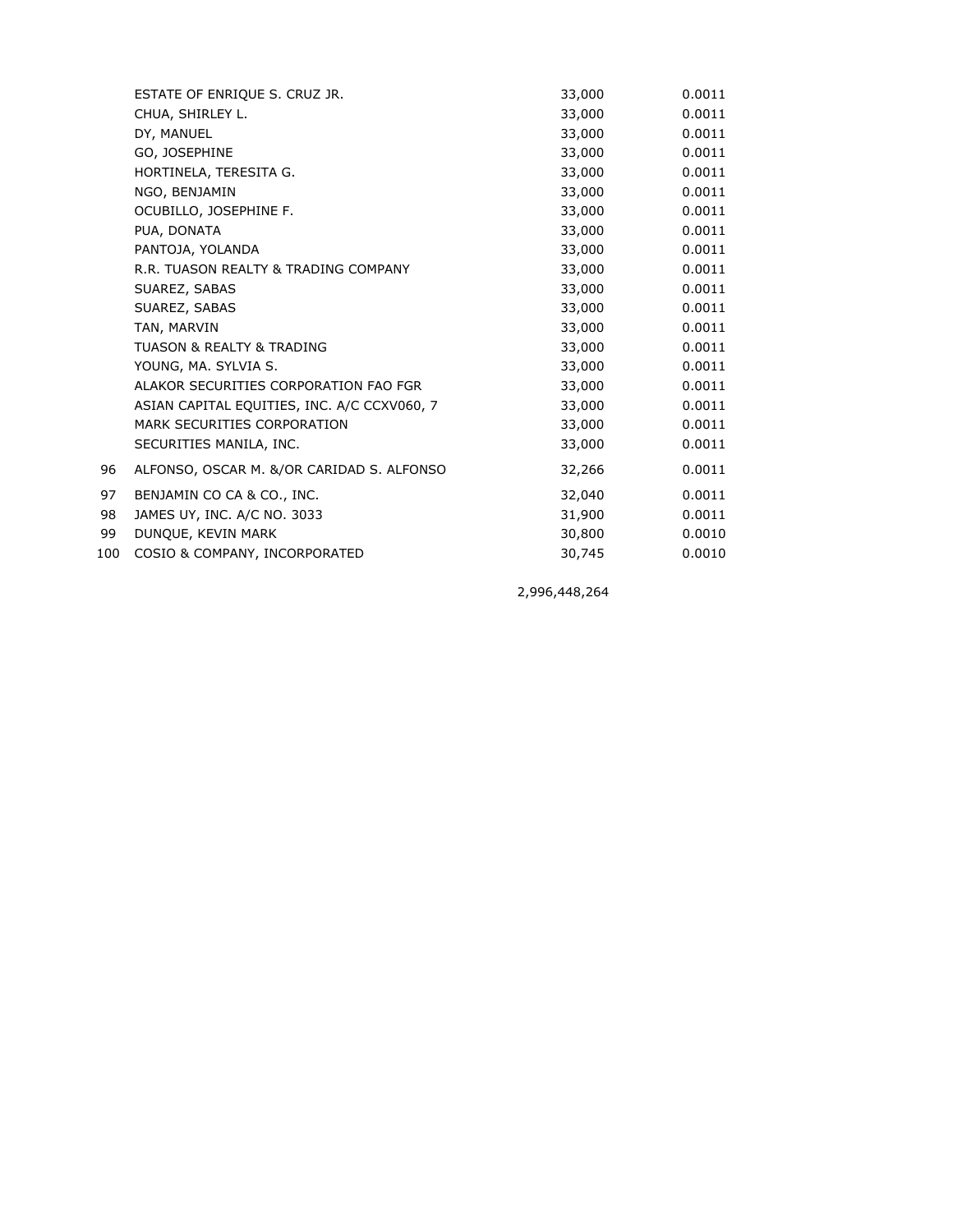| | | | |
|---|---|---|---|
| | ESTATE OF ENRIQUE S. CRUZ JR. | 33,000 | 0.0011 |
| | CHUA, SHIRLEY L. | 33,000 | 0.0011 |
| | DY, MANUEL | 33,000 | 0.0011 |
| | GO, JOSEPHINE | 33,000 | 0.0011 |
| | HORTINELA, TERESITA G. | 33,000 | 0.0011 |
| | NGO, BENJAMIN | 33,000 | 0.0011 |
| | OCUBILLO, JOSEPHINE F. | 33,000 | 0.0011 |
| | PUA, DONATA | 33,000 | 0.0011 |
| | PANTOJA, YOLANDA | 33,000 | 0.0011 |
| | R.R. TUASON REALTY & TRADING COMPANY | 33,000 | 0.0011 |
| | SUAREZ, SABAS | 33,000 | 0.0011 |
| | SUAREZ, SABAS | 33,000 | 0.0011 |
| | TAN, MARVIN | 33,000 | 0.0011 |
| | TUASON & REALTY & TRADING | 33,000 | 0.0011 |
| | YOUNG, MA. SYLVIA S. | 33,000 | 0.0011 |
| | ALAKOR SECURITIES CORPORATION FAO FGR | 33,000 | 0.0011 |
| | ASIAN CAPITAL EQUITIES, INC. A/C CCXV060, 7 | 33,000 | 0.0011 |
| | MARK SECURITIES CORPORATION | 33,000 | 0.0011 |
| | SECURITIES MANILA, INC. | 33,000 | 0.0011 |
| 96 | ALFONSO, OSCAR M. &/OR CARIDAD S. ALFONSO | 32,266 | 0.0011 |
| 97 | BENJAMIN CO CA & CO., INC. | 32,040 | 0.0011 |
| 98 | JAMES UY, INC. A/C NO. 3033 | 31,900 | 0.0011 |
| 99 | DUNQUE, KEVIN MARK | 30,800 | 0.0010 |
| 100 | COSIO & COMPANY, INCORPORATED | 30,745 | 0.0010 |
| | | 2,996,448,264 | |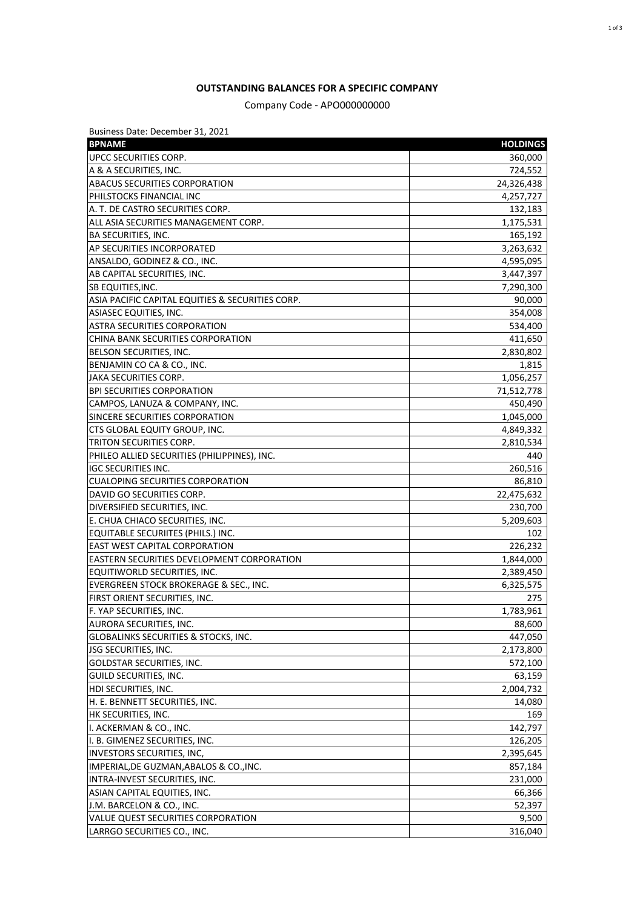**OUTSTANDING BALANCES FOR A SPECIFIC COMPANY**

Company Code - APO000000000

Business Date: December 31, 2021

| BPNAME | HOLDINGS |
|---|---:|
| UPCC SECURITIES CORP. | 360,000 |
| A & A SECURITIES, INC. | 724,552 |
| ABACUS SECURITIES CORPORATION | 24,326,438 |
| PHILSTOCKS FINANCIAL INC | 4,257,727 |
| A. T. DE CASTRO SECURITIES CORP. | 132,183 |
| ALL ASIA SECURITIES MANAGEMENT CORP. | 1,175,531 |
| BA SECURITIES, INC. | 165,192 |
| AP SECURITIES INCORPORATED | 3,263,632 |
| ANSALDO, GODINEZ & CO., INC. | 4,595,095 |
| AB CAPITAL SECURITIES, INC. | 3,447,397 |
| SB EQUITIES,INC. | 7,290,300 |
| ASIA PACIFIC CAPITAL EQUITIES & SECURITIES CORP. | 90,000 |
| ASIASEC EQUITIES, INC. | 354,008 |
| ASTRA SECURITIES CORPORATION | 534,400 |
| CHINA BANK SECURITIES CORPORATION | 411,650 |
| BELSON SECURITIES, INC. | 2,830,802 |
| BENJAMIN CO CA & CO., INC. | 1,815 |
| JAKA SECURITIES CORP. | 1,056,257 |
| BPI SECURITIES CORPORATION | 71,512,778 |
| CAMPOS, LANUZA & COMPANY, INC. | 450,490 |
| SINCERE SECURITIES CORPORATION | 1,045,000 |
| CTS GLOBAL EQUITY GROUP, INC. | 4,849,332 |
| TRITON SECURITIES CORP. | 2,810,534 |
| PHILEO ALLIED SECURITIES (PHILIPPINES), INC. | 440 |
| IGC SECURITIES INC. | 260,516 |
| CUALOPING SECURITIES CORPORATION | 86,810 |
| DAVID GO SECURITIES CORP. | 22,475,632 |
| DIVERSIFIED SECURITIES, INC. | 230,700 |
| E. CHUA CHIACO SECURITIES, INC. | 5,209,603 |
| EQUITABLE SECURIITES (PHILS.) INC. | 102 |
| EAST WEST CAPITAL CORPORATION | 226,232 |
| EASTERN SECURITIES DEVELOPMENT CORPORATION | 1,844,000 |
| EQUITIWORLD SECURITIES, INC. | 2,389,450 |
| EVERGREEN STOCK BROKERAGE & SEC., INC. | 6,325,575 |
| FIRST ORIENT SECURITIES, INC. | 275 |
| F. YAP SECURITIES, INC. | 1,783,961 |
| AURORA SECURITIES, INC. | 88,600 |
| GLOBALINKS SECURITIES & STOCKS, INC. | 447,050 |
| JSG SECURITIES, INC. | 2,173,800 |
| GOLDSTAR SECURITIES, INC. | 572,100 |
| GUILD SECURITIES, INC. | 63,159 |
| HDI SECURITIES, INC. | 2,004,732 |
| H. E. BENNETT SECURITIES, INC. | 14,080 |
| HK SECURITIES, INC. | 169 |
| I. ACKERMAN & CO., INC. | 142,797 |
| I. B. GIMENEZ SECURITIES, INC. | 126,205 |
| INVESTORS SECURITIES, INC, | 2,395,645 |
| IMPERIAL,DE GUZMAN,ABALOS & CO.,INC. | 857,184 |
| INTRA-INVEST SECURITIES, INC. | 231,000 |
| ASIAN CAPITAL EQUITIES, INC. | 66,366 |
| J.M. BARCELON & CO., INC. | 52,397 |
| VALUE QUEST SECURITIES CORPORATION | 9,500 |
| LARRGO SECURITIES CO., INC. | 316,040 |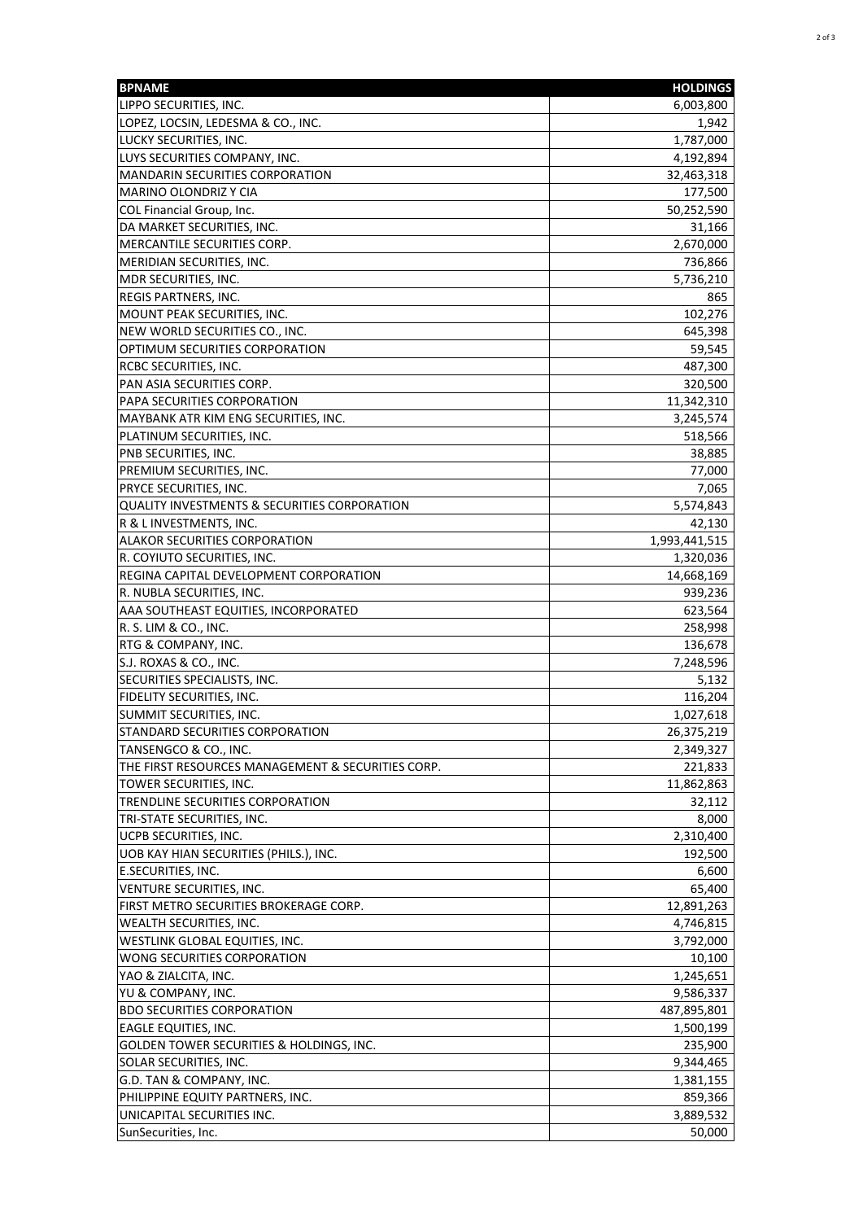| BPNAME | HOLDINGS |
|---|---|
| LIPPO SECURITIES, INC. | 6,003,800 |
| LOPEZ, LOCSIN, LEDESMA & CO., INC. | 1,942 |
| LUCKY SECURITIES, INC. | 1,787,000 |
| LUYS SECURITIES COMPANY, INC. | 4,192,894 |
| MANDARIN SECURITIES CORPORATION | 32,463,318 |
| MARINO OLONDRIZ Y CIA | 177,500 |
| COL Financial Group, Inc. | 50,252,590 |
| DA MARKET SECURITIES, INC. | 31,166 |
| MERCANTILE SECURITIES CORP. | 2,670,000 |
| MERIDIAN SECURITIES, INC. | 736,866 |
| MDR SECURITIES, INC. | 5,736,210 |
| REGIS PARTNERS, INC. | 865 |
| MOUNT PEAK SECURITIES, INC. | 102,276 |
| NEW WORLD SECURITIES CO., INC. | 645,398 |
| OPTIMUM SECURITIES CORPORATION | 59,545 |
| RCBC SECURITIES, INC. | 487,300 |
| PAN ASIA SECURITIES CORP. | 320,500 |
| PAPA SECURITIES CORPORATION | 11,342,310 |
| MAYBANK ATR KIM ENG SECURITIES, INC. | 3,245,574 |
| PLATINUM SECURITIES, INC. | 518,566 |
| PNB SECURITIES, INC. | 38,885 |
| PREMIUM SECURITIES, INC. | 77,000 |
| PRYCE SECURITIES, INC. | 7,065 |
| QUALITY INVESTMENTS & SECURITIES CORPORATION | 5,574,843 |
| R & L INVESTMENTS, INC. | 42,130 |
| ALAKOR SECURITIES CORPORATION | 1,993,441,515 |
| R. COYIUTO SECURITIES, INC. | 1,320,036 |
| REGINA CAPITAL DEVELOPMENT CORPORATION | 14,668,169 |
| R. NUBLA SECURITIES, INC. | 939,236 |
| AAA SOUTHEAST EQUITIES, INCORPORATED | 623,564 |
| R. S. LIM & CO., INC. | 258,998 |
| RTG & COMPANY, INC. | 136,678 |
| S.J. ROXAS & CO., INC. | 7,248,596 |
| SECURITIES SPECIALISTS, INC. | 5,132 |
| FIDELITY SECURITIES, INC. | 116,204 |
| SUMMIT SECURITIES, INC. | 1,027,618 |
| STANDARD SECURITIES CORPORATION | 26,375,219 |
| TANSENGCO & CO., INC. | 2,349,327 |
| THE FIRST RESOURCES MANAGEMENT & SECURITIES CORP. | 221,833 |
| TOWER SECURITIES, INC. | 11,862,863 |
| TRENDLINE SECURITIES CORPORATION | 32,112 |
| TRI-STATE SECURITIES, INC. | 8,000 |
| UCPB SECURITIES, INC. | 2,310,400 |
| UOB KAY HIAN SECURITIES (PHILS.), INC. | 192,500 |
| E.SECURITIES, INC. | 6,600 |
| VENTURE SECURITIES, INC. | 65,400 |
| FIRST METRO SECURITIES BROKERAGE CORP. | 12,891,263 |
| WEALTH SECURITIES, INC. | 4,746,815 |
| WESTLINK GLOBAL EQUITIES, INC. | 3,792,000 |
| WONG SECURITIES CORPORATION | 10,100 |
| YAO & ZIALCITA, INC. | 1,245,651 |
| YU & COMPANY, INC. | 9,586,337 |
| BDO SECURITIES CORPORATION | 487,895,801 |
| EAGLE EQUITIES, INC. | 1,500,199 |
| GOLDEN TOWER SECURITIES & HOLDINGS, INC. | 235,900 |
| SOLAR SECURITIES, INC. | 9,344,465 |
| G.D. TAN & COMPANY, INC. | 1,381,155 |
| PHILIPPINE EQUITY PARTNERS, INC. | 859,366 |
| UNICAPITAL SECURITIES INC. | 3,889,532 |
| SunSecurities, Inc. | 50,000 |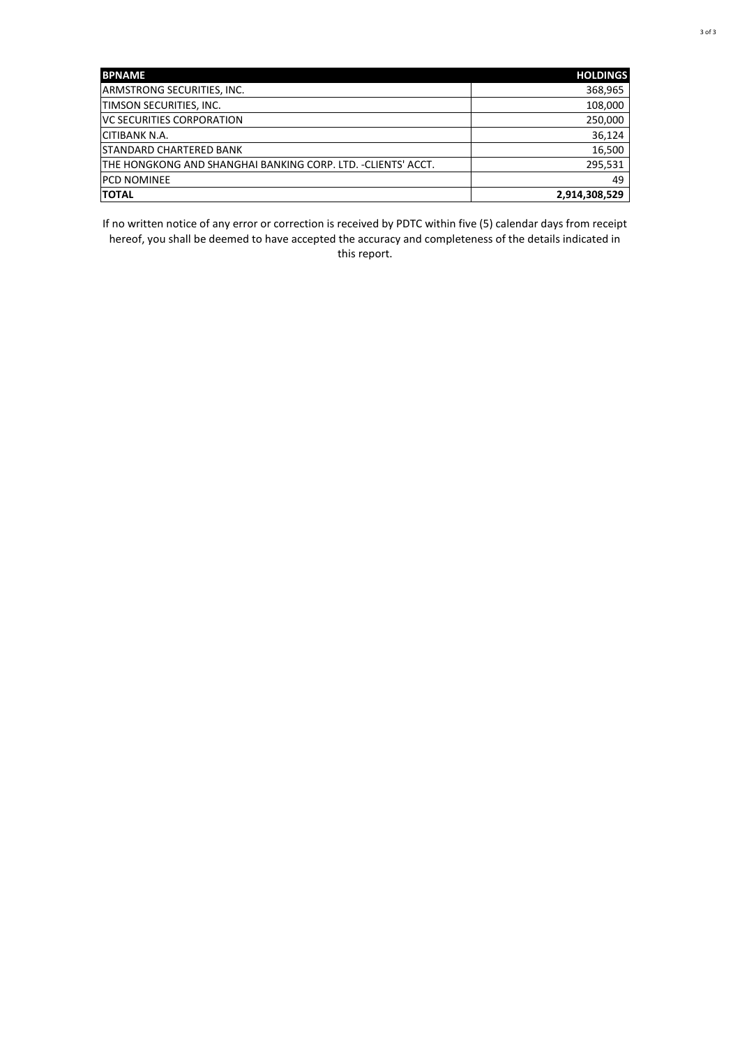| BPNAME | HOLDINGS |
| --- | --- |
| ARMSTRONG SECURITIES, INC. | 368,965 |
| TIMSON SECURITIES, INC. | 108,000 |
| VC SECURITIES CORPORATION | 250,000 |
| CITIBANK N.A. | 36,124 |
| STANDARD CHARTERED BANK | 16,500 |
| THE HONGKONG AND SHANGHAI BANKING CORP. LTD. -CLIENTS' ACCT. | 295,531 |
| PCD NOMINEE | 49 |
| **TOTAL** | **2,914,308,529** |

If no written notice of any error or correction is received by PDTC within five (5) calendar days from receipt hereof, you shall be deemed to have accepted the accuracy and completeness of the details indicated in this report.